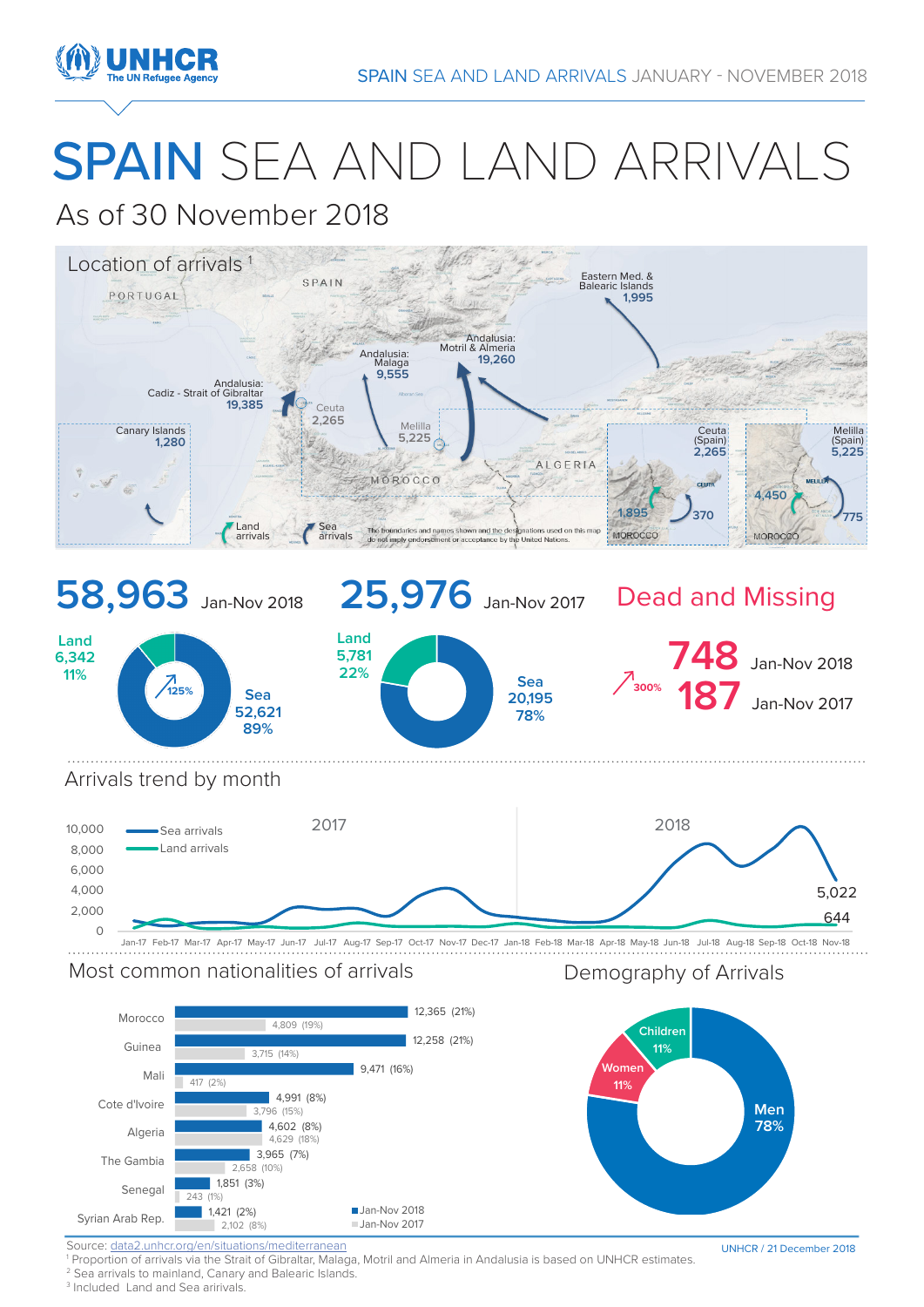# SPAIN SEA AND LAND ARRIVALS

## As of 30 November 2018

### Location of arrivals [1]

- Andalusia: Cadiz - Strait of Gibraltar: 19,385
- Andalusia: Malaga: 9,555
- Andalusia: Motril & Almeria: 19,260
- Eastern Med. & Balearic Islands: 1,995
- Canary Islands: 1,280
- Ceuta: 2,265
- Melilla: 5,225
- Ceuta (Spain): 2,265 — 1,895 (Land arrivals), 370 (Sea arrivals)
- Melilla (Spain): 5,225 — 4,450 (Land arrivals), 775 (Sea arrivals)

The boundaries and names shown and the designations used on this map do not imply endorsement or acceptance by the United Nations.

**58,963** Jan-Nov 2018

- Land: 6,342 (11%)
- Sea: 52,621 (89%)
- 125% increase

**25,976** Jan-Nov 2017

- Land: 5,781 (22%)
- Sea: 20,195 (78%)

### Dead and Missing

- **748** Jan-Nov 2018
- **187** Jan-Nov 2017
- 300% increase

### Arrivals trend by month

Sea arrivals Nov-18: 5,022; Land arrivals Nov-18: 644

### Most common nationalities of arrivals

| Nationality | Jan-Nov 2018 | Jan-Nov 2017 |
|---|---|---|
| Morocco | 12,365 (21%) | 4,809 (19%) |
| Guinea | 12,258 (21%) | 3,715 (14%) |
| Mali | 9,471 (16%) | 417 (2%) |
| Cote d'Ivoire | 4,991 (8%) | 3,796 (15%) |
| Algeria | 4,602 (8%) | 4,629 (18%) |
| The Gambia | 3,965 (7%) | 2,658 (10%) |
| Senegal | 1,851 (3%) | 243 (1%) |
| Syrian Arab Rep. | 1,421 (2%) | 2,102 (8%) |

### Demography of Arrivals

- Men: 78%
- Women: 11%
- Children: 11%

Source: data2.unhcr.org/en/situations/mediterranean

UNHCR / 21 December 2018

[1] Proportion of arrivals via the Strait of Gibraltar, Malaga, Motril and Almeria in Andalusia is based on UNHCR estimates.
[2] Sea arrivals to mainland, Canary and Balearic Islands.
[3] Included Land and Sea arirvals.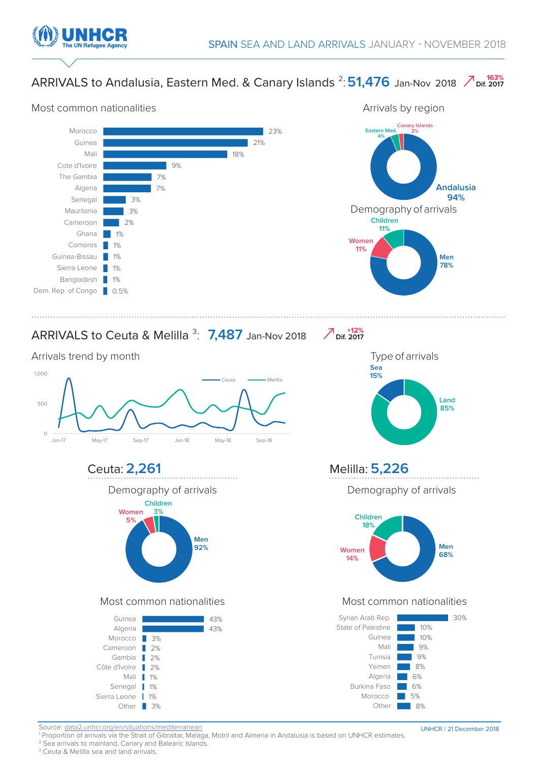# SPAIN SEA AND LAND ARRIVALS JANUARY - NOVEMBER 2018

## ARRIVALS to Andalusia, Eastern Med. & Canary Islands [2]: 51,476 Jan-Nov 2018

163% Dif. 2017

### Most common nationalities

Morocco 23%
Guinea 21%
Mali 18%
Cote d'Ivoire 9%
The Gambia 7%
Algeria 7%
Senegal 3%
Mauritania 3%
Cameroon 2%
Ghana 1%
Comoros 1%
Guinea-Bissau 1%
Sierra Leone 1%
Bangladesh 1%
Dem. Rep. of Congo 0.5%

### Arrivals by region

Canary Islands 2%
Eastern Med. 4%
Andalusia 94%

### Demography of arrivals

Children 11%
Women 11%
Men 78%

## ARRIVALS to Ceuta & Melilla [3]: 7,487 Jan-Nov 2018

+12% Dif. 2017

### Arrivals trend by month

1,000
500
0
Jan-17
May-17
Sep-17
Jan-18
May-18
Sep-18
Ceuta
Melilla

### Type of arrivals

Sea 15%
Land 85%

## Ceuta: 2,261

### Demography of arrivals

Children 3%
Women 5%
Men 92%

### Most common nationalities

Guinea 43%
Algeria 43%
Morocco 3%
Cameroon 2%
Gambia 2%
Côte d'Ivoire 2%
Mali 1%
Senegal 1%
Sierra Leone 1%
Other 3%

## Melilla: 5,226

### Demography of arrivals

Children 18%
Women 14%
Men 68%

### Most common nationalities

Syrian Arab Rep. 30%
State of Palestine 10%
Guinea 10%
Mali 9%
Tunisia 9%
Yemen 8%
Algeria 6%
Burkina Faso 6%
Morocco 5%
Other 8%

Source: data2.unhcr.org/en/situations/mediterranean

UNHCR / 21 December 2018

[1] Proportion of arrivals via the Strait of Gibraltar, Malaga, Motril and Almeria in Andalusia is based on UNHCR estimates.
[2] Sea arrivals to mainland, Canary and Balearic Islands.
[3] Ceuta & Melilla sea and land arrivals.